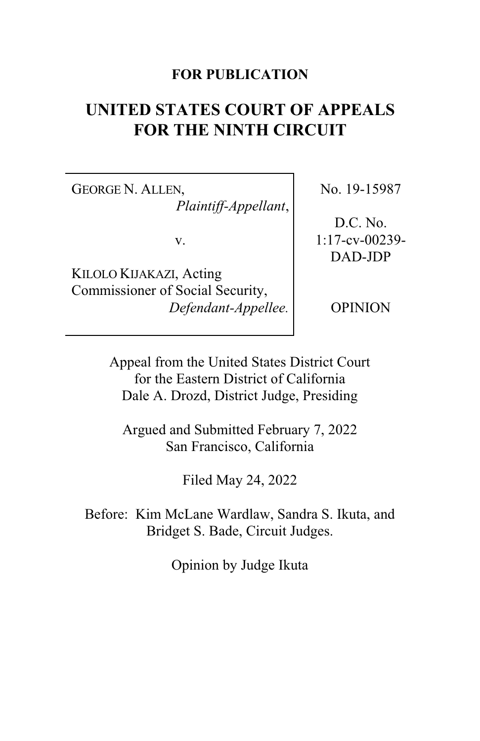**FOR PUBLICATION**

# UNITED STATES COURT OF APPEALS FOR THE NINTH CIRCUIT

| | |
|---|---|
| GEORGE N. ALLEN, *Plaintiff-Appellant*, v. KILOLO KIJAKAZI, Acting Commissioner of Social Security, *Defendant-Appellee.* | No. 19-15987<br><br>D.C. No. 1:17-cv-00239-DAD-JDP<br><br>OPINION |

Appeal from the United States District Court for the Eastern District of California
Dale A. Drozd, District Judge, Presiding

Argued and Submitted February 7, 2022
San Francisco, California

Filed May 24, 2022

Before: Kim McLane Wardlaw, Sandra S. Ikuta, and Bridget S. Bade, Circuit Judges.

Opinion by Judge Ikuta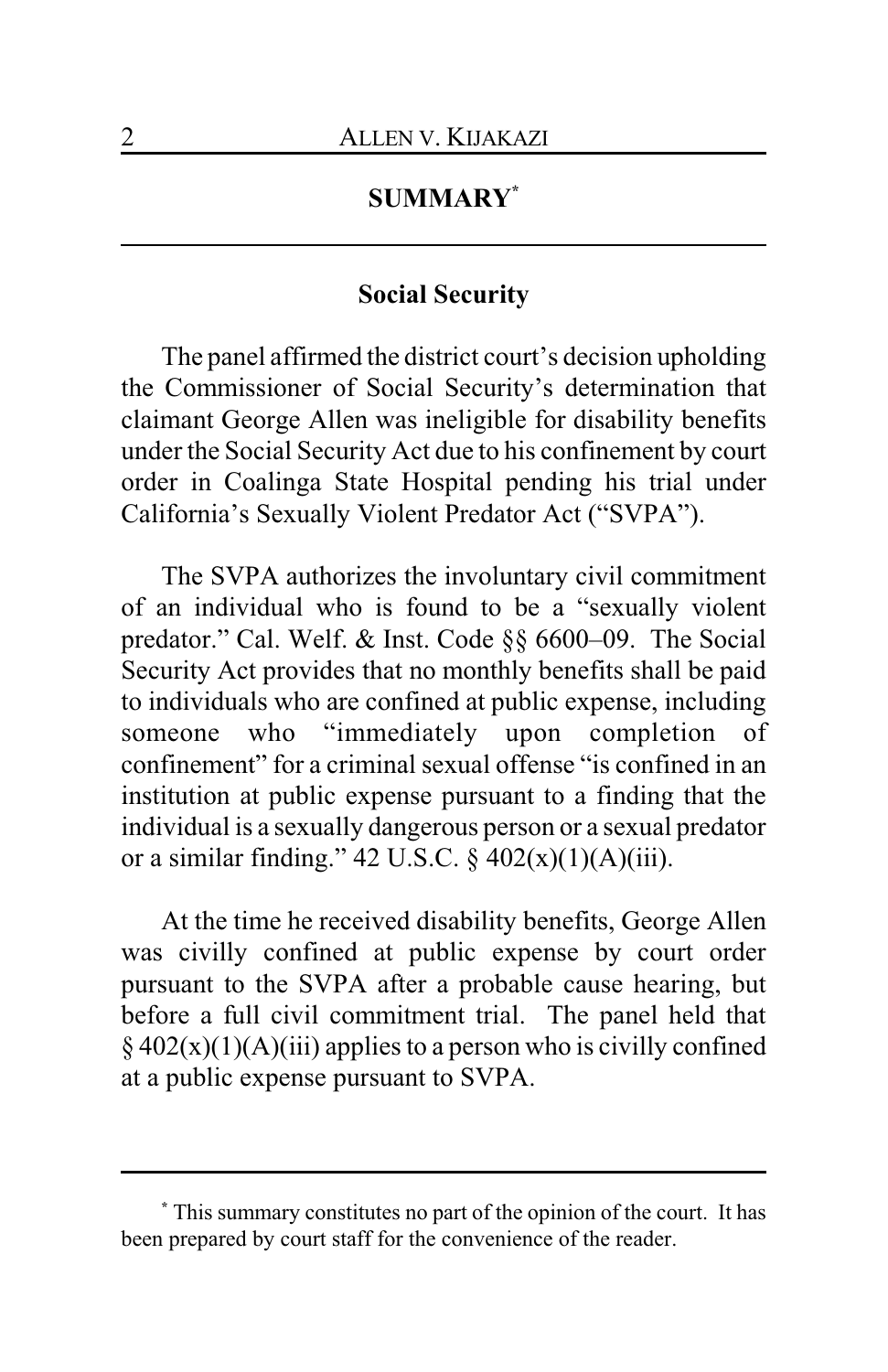## SUMMARY[*]

### Social Security

The panel affirmed the district court's decision upholding the Commissioner of Social Security's determination that claimant George Allen was ineligible for disability benefits under the Social Security Act due to his confinement by court order in Coalinga State Hospital pending his trial under California's Sexually Violent Predator Act ("SVPA").

The SVPA authorizes the involuntary civil commitment of an individual who is found to be a "sexually violent predator." Cal. Welf. & Inst. Code §§ 6600–09. The Social Security Act provides that no monthly benefits shall be paid to individuals who are confined at public expense, including someone who "immediately upon completion of confinement" for a criminal sexual offense "is confined in an institution at public expense pursuant to a finding that the individual is a sexually dangerous person or a sexual predator or a similar finding." 42 U.S.C. § 402(x)(1)(A)(iii).

At the time he received disability benefits, George Allen was civilly confined at public expense by court order pursuant to the SVPA after a probable cause hearing, but before a full civil commitment trial. The panel held that § 402(x)(1)(A)(iii) applies to a person who is civilly confined at a public expense pursuant to SVPA.

---

[*] This summary constitutes no part of the opinion of the court. It has been prepared by court staff for the convenience of the reader.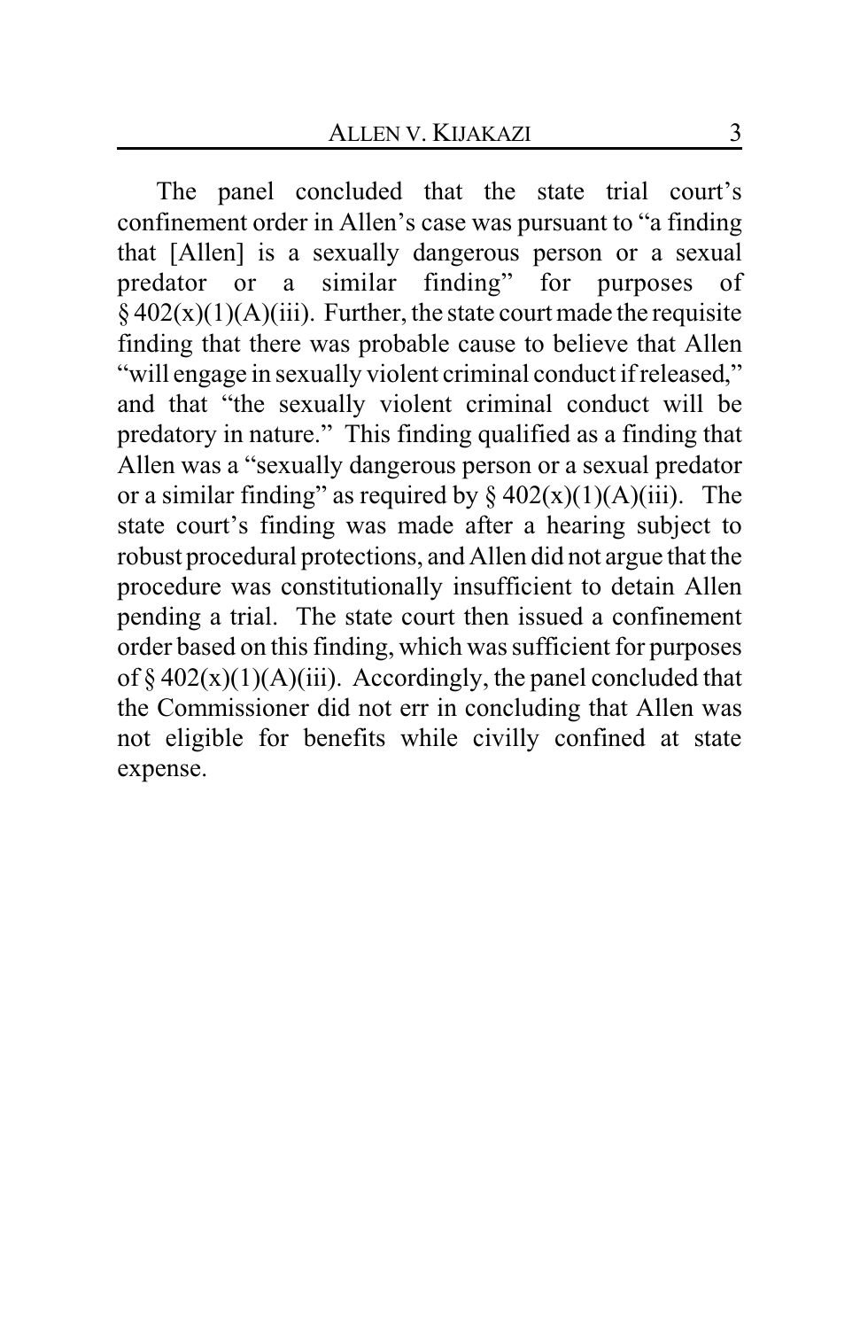The panel concluded that the state trial court's confinement order in Allen's case was pursuant to "a finding that [Allen] is a sexually dangerous person or a sexual predator or a similar finding" for purposes of § 402(x)(1)(A)(iii). Further, the state court made the requisite finding that there was probable cause to believe that Allen "will engage in sexually violent criminal conduct if released," and that "the sexually violent criminal conduct will be predatory in nature." This finding qualified as a finding that Allen was a "sexually dangerous person or a sexual predator or a similar finding" as required by § 402(x)(1)(A)(iii). The state court's finding was made after a hearing subject to robust procedural protections, and Allen did not argue that the procedure was constitutionally insufficient to detain Allen pending a trial. The state court then issued a confinement order based on this finding, which was sufficient for purposes of § 402(x)(1)(A)(iii). Accordingly, the panel concluded that the Commissioner did not err in concluding that Allen was not eligible for benefits while civilly confined at state expense.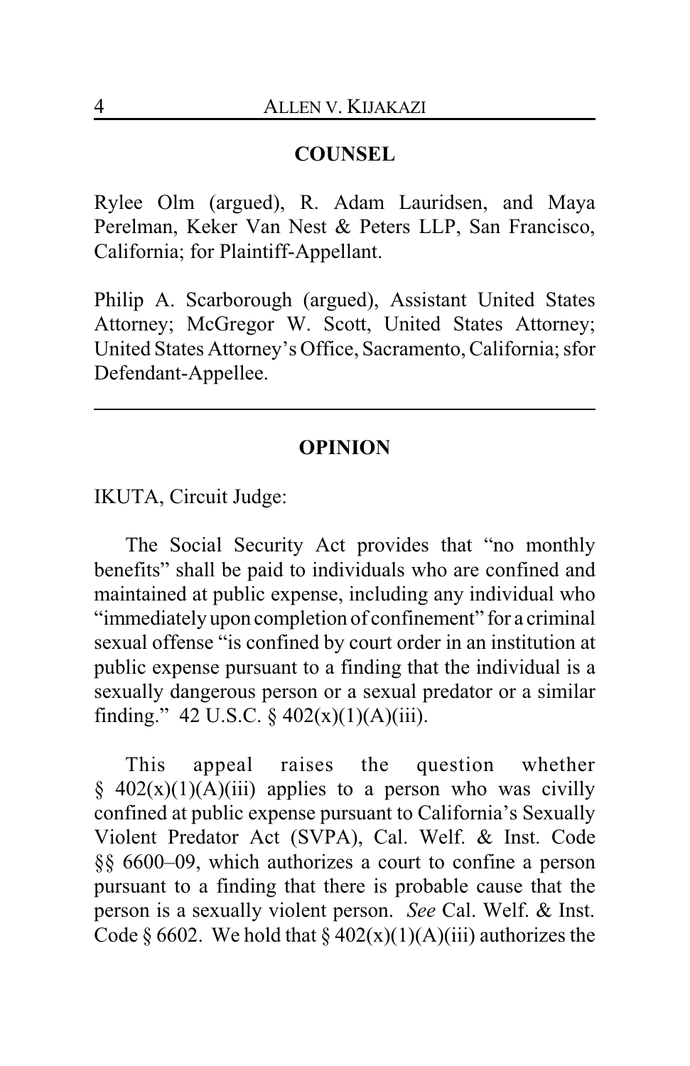## COUNSEL

Rylee Olm (argued), R. Adam Lauridsen, and Maya Perelman, Keker Van Nest & Peters LLP, San Francisco, California; for Plaintiff-Appellant.

Philip A. Scarborough (argued), Assistant United States Attorney; McGregor W. Scott, United States Attorney; United States Attorney's Office, Sacramento, California; sfor Defendant-Appellee.

---

## OPINION

IKUTA, Circuit Judge:

The Social Security Act provides that "no monthly benefits" shall be paid to individuals who are confined and maintained at public expense, including any individual who "immediately upon completion of confinement" for a criminal sexual offense "is confined by court order in an institution at public expense pursuant to a finding that the individual is a sexually dangerous person or a sexual predator or a similar finding." 42 U.S.C. § 402(x)(1)(A)(iii).

This appeal raises the question whether § 402(x)(1)(A)(iii) applies to a person who was civilly confined at public expense pursuant to California's Sexually Violent Predator Act (SVPA), Cal. Welf. & Inst. Code §§ 6600–09, which authorizes a court to confine a person pursuant to a finding that there is probable cause that the person is a sexually violent person. *See* Cal. Welf. & Inst. Code § 6602. We hold that § 402(x)(1)(A)(iii) authorizes the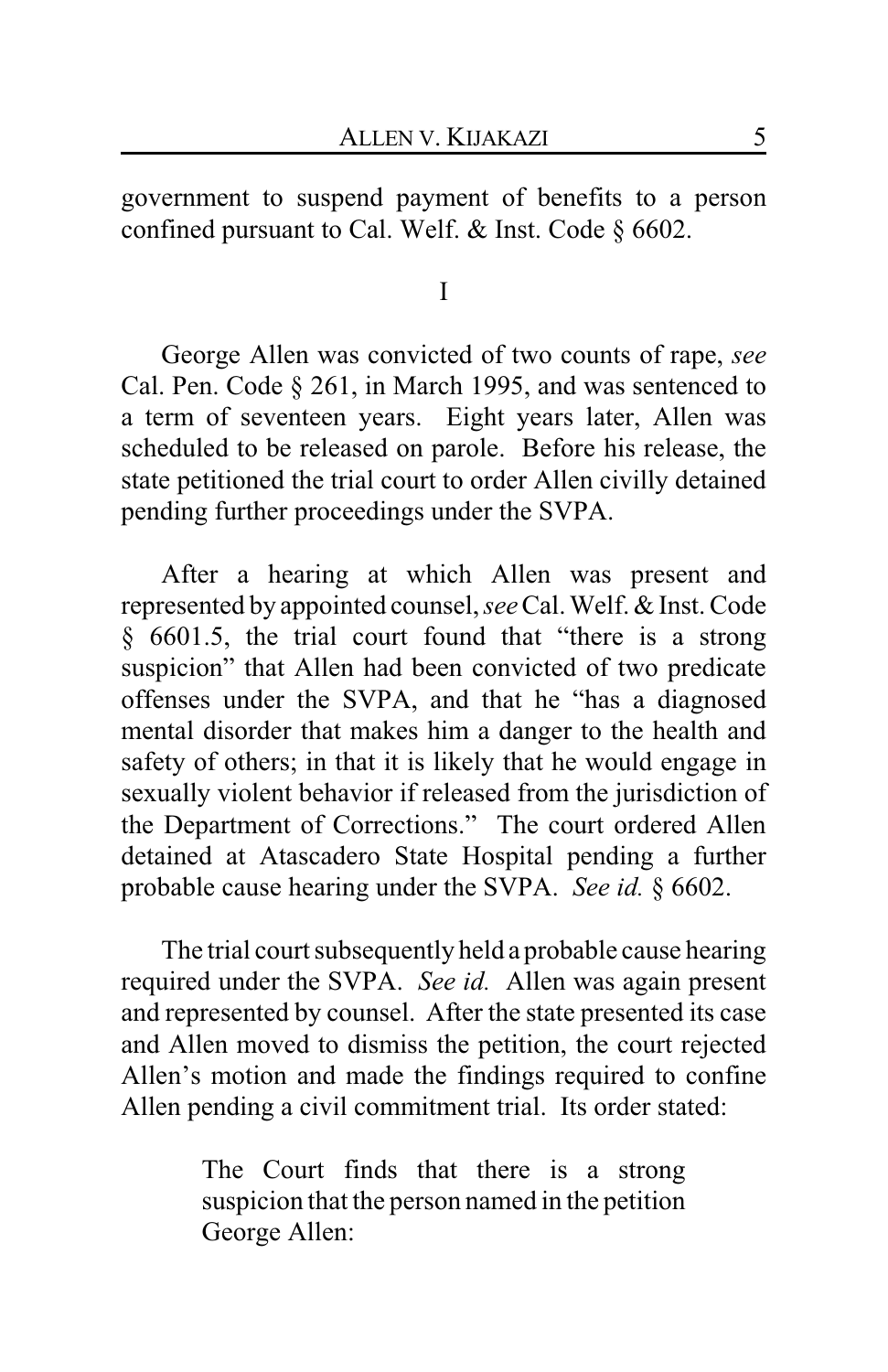government to suspend payment of benefits to a person confined pursuant to Cal. Welf. & Inst. Code § 6602.

## I

George Allen was convicted of two counts of rape, *see* Cal. Pen. Code § 261, in March 1995, and was sentenced to a term of seventeen years. Eight years later, Allen was scheduled to be released on parole. Before his release, the state petitioned the trial court to order Allen civilly detained pending further proceedings under the SVPA.

After a hearing at which Allen was present and represented by appointed counsel, *see* Cal. Welf. & Inst. Code § 6601.5, the trial court found that "there is a strong suspicion" that Allen had been convicted of two predicate offenses under the SVPA, and that he "has a diagnosed mental disorder that makes him a danger to the health and safety of others; in that it is likely that he would engage in sexually violent behavior if released from the jurisdiction of the Department of Corrections." The court ordered Allen detained at Atascadero State Hospital pending a further probable cause hearing under the SVPA. *See id.* § 6602.

The trial court subsequently held a probable cause hearing required under the SVPA. *See id.* Allen was again present and represented by counsel. After the state presented its case and Allen moved to dismiss the petition, the court rejected Allen's motion and made the findings required to confine Allen pending a civil commitment trial. Its order stated:

> The Court finds that there is a strong suspicion that the person named in the petition George Allen: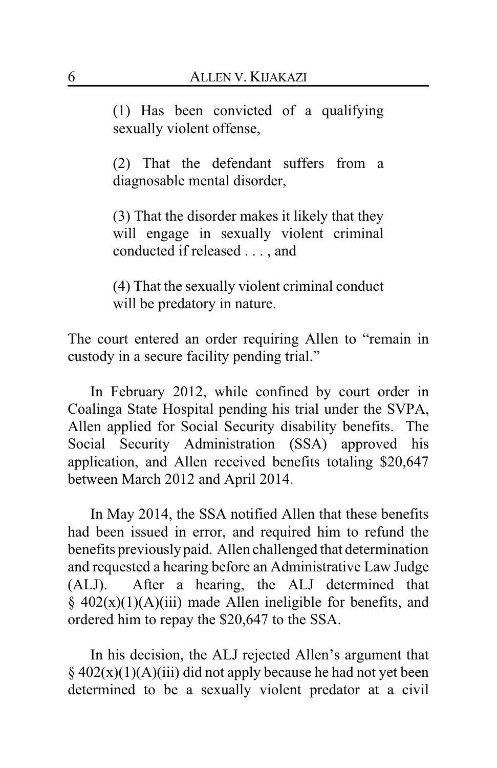> (1) Has been convicted of a qualifying sexually violent offense,
>
> (2) That the defendant suffers from a diagnosable mental disorder,
>
> (3) That the disorder makes it likely that they will engage in sexually violent criminal conducted if released . . . , and
>
> (4) That the sexually violent criminal conduct will be predatory in nature.

The court entered an order requiring Allen to "remain in custody in a secure facility pending trial."

In February 2012, while confined by court order in Coalinga State Hospital pending his trial under the SVPA, Allen applied for Social Security disability benefits. The Social Security Administration (SSA) approved his application, and Allen received benefits totaling $20,647 between March 2012 and April 2014.

In May 2014, the SSA notified Allen that these benefits had been issued in error, and required him to refund the benefits previously paid. Allen challenged that determination and requested a hearing before an Administrative Law Judge (ALJ). After a hearing, the ALJ determined that § 402(x)(1)(A)(iii) made Allen ineligible for benefits, and ordered him to repay the $20,647 to the SSA.

In his decision, the ALJ rejected Allen's argument that § 402(x)(1)(A)(iii) did not apply because he had not yet been determined to be a sexually violent predator at a civil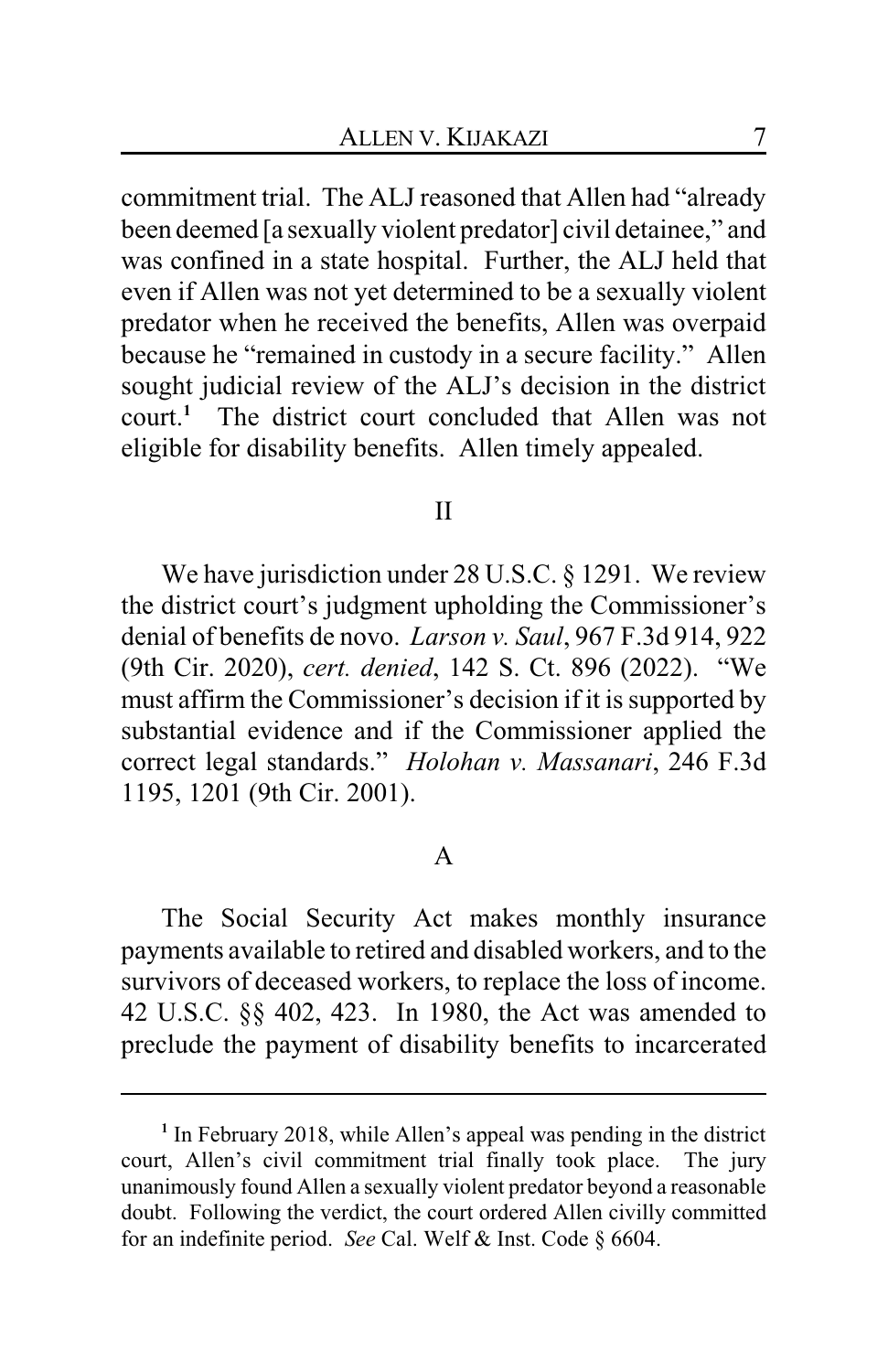commitment trial. The ALJ reasoned that Allen had "already been deemed [a sexually violent predator] civil detainee," and was confined in a state hospital. Further, the ALJ held that even if Allen was not yet determined to be a sexually violent predator when he received the benefits, Allen was overpaid because he "remained in custody in a secure facility." Allen sought judicial review of the ALJ's decision in the district court.[1] The district court concluded that Allen was not eligible for disability benefits. Allen timely appealed.

## II

We have jurisdiction under 28 U.S.C. § 1291. We review the district court's judgment upholding the Commissioner's denial of benefits de novo. *Larson v. Saul*, 967 F.3d 914, 922 (9th Cir. 2020), *cert. denied*, 142 S. Ct. 896 (2022). "We must affirm the Commissioner's decision if it is supported by substantial evidence and if the Commissioner applied the correct legal standards." *Holohan v. Massanari*, 246 F.3d 1195, 1201 (9th Cir. 2001).

### A

The Social Security Act makes monthly insurance payments available to retired and disabled workers, and to the survivors of deceased workers, to replace the loss of income. 42 U.S.C. §§ 402, 423. In 1980, the Act was amended to preclude the payment of disability benefits to incarcerated

---

[1] In February 2018, while Allen's appeal was pending in the district court, Allen's civil commitment trial finally took place. The jury unanimously found Allen a sexually violent predator beyond a reasonable doubt. Following the verdict, the court ordered Allen civilly committed for an indefinite period. *See* Cal. Welf & Inst. Code § 6604.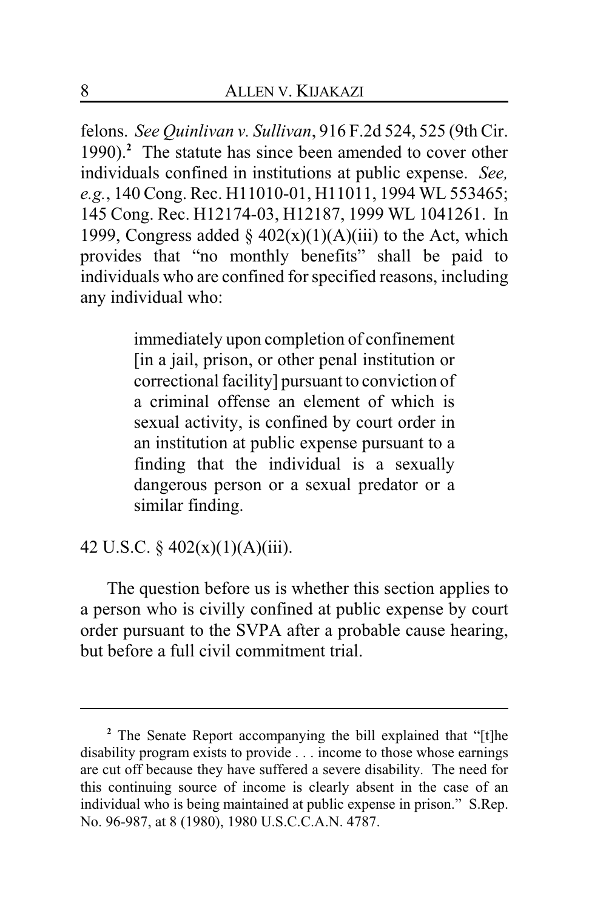felons. *See Quinlivan v. Sullivan*, 916 F.2d 524, 525 (9th Cir. 1990).[2] The statute has since been amended to cover other individuals confined in institutions at public expense. *See, e.g.*, 140 Cong. Rec. H11010-01, H11011, 1994 WL 553465; 145 Cong. Rec. H12174-03, H12187, 1999 WL 1041261. In 1999, Congress added § 402(x)(1)(A)(iii) to the Act, which provides that "no monthly benefits" shall be paid to individuals who are confined for specified reasons, including any individual who:

> immediately upon completion of confinement [in a jail, prison, or other penal institution or correctional facility] pursuant to conviction of a criminal offense an element of which is sexual activity, is confined by court order in an institution at public expense pursuant to a finding that the individual is a sexually dangerous person or a sexual predator or a similar finding.

42 U.S.C. § 402(x)(1)(A)(iii).

The question before us is whether this section applies to a person who is civilly confined at public expense by court order pursuant to the SVPA after a probable cause hearing, but before a full civil commitment trial.

---

[2] The Senate Report accompanying the bill explained that "[t]he disability program exists to provide . . . income to those whose earnings are cut off because they have suffered a severe disability. The need for this continuing source of income is clearly absent in the case of an individual who is being maintained at public expense in prison." S.Rep. No. 96-987, at 8 (1980), 1980 U.S.C.C.A.N. 4787.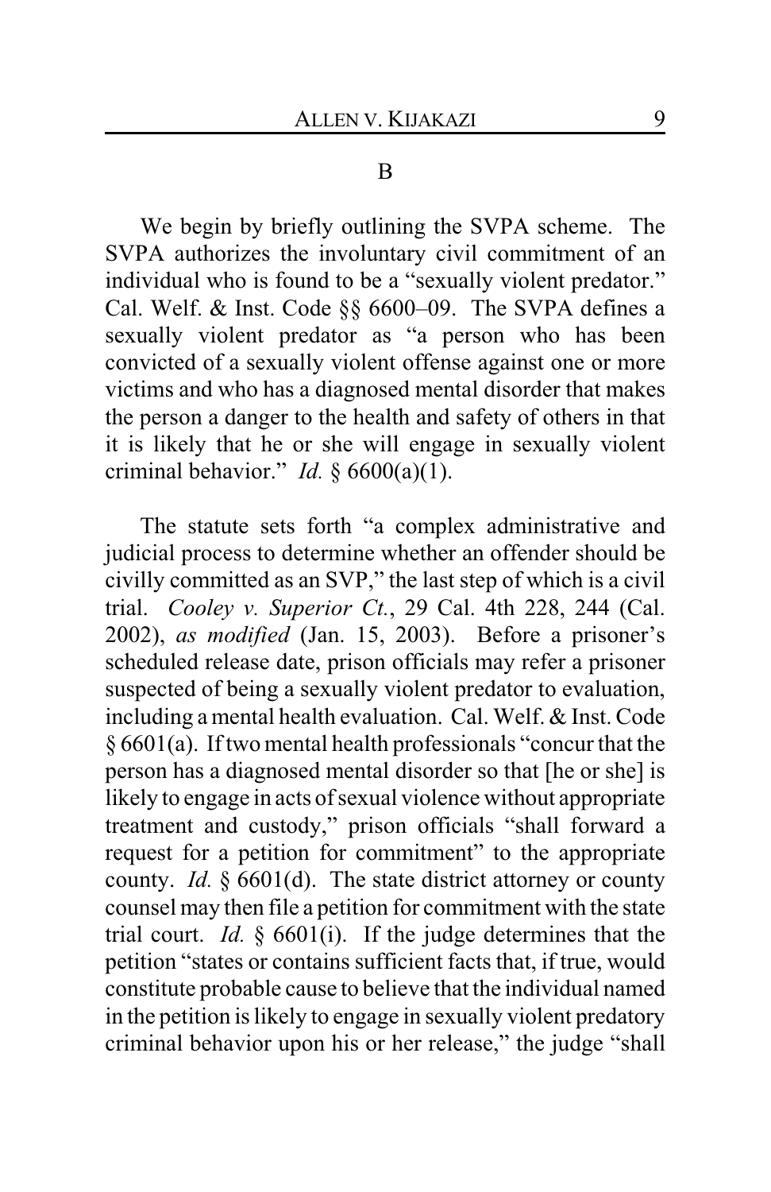### B

We begin by briefly outlining the SVPA scheme. The SVPA authorizes the involuntary civil commitment of an individual who is found to be a "sexually violent predator." Cal. Welf. & Inst. Code §§ 6600–09. The SVPA defines a sexually violent predator as "a person who has been convicted of a sexually violent offense against one or more victims and who has a diagnosed mental disorder that makes the person a danger to the health and safety of others in that it is likely that he or she will engage in sexually violent criminal behavior." *Id.* § 6600(a)(1).

The statute sets forth "a complex administrative and judicial process to determine whether an offender should be civilly committed as an SVP," the last step of which is a civil trial. *Cooley v. Superior Ct.*, 29 Cal. 4th 228, 244 (Cal. 2002), *as modified* (Jan. 15, 2003). Before a prisoner's scheduled release date, prison officials may refer a prisoner suspected of being a sexually violent predator to evaluation, including a mental health evaluation. Cal. Welf. & Inst. Code § 6601(a). If two mental health professionals "concur that the person has a diagnosed mental disorder so that [he or she] is likely to engage in acts of sexual violence without appropriate treatment and custody," prison officials "shall forward a request for a petition for commitment" to the appropriate county. *Id.* § 6601(d). The state district attorney or county counsel may then file a petition for commitment with the state trial court. *Id.* § 6601(i). If the judge determines that the petition "states or contains sufficient facts that, if true, would constitute probable cause to believe that the individual named in the petition is likely to engage in sexually violent predatory criminal behavior upon his or her release," the judge "shall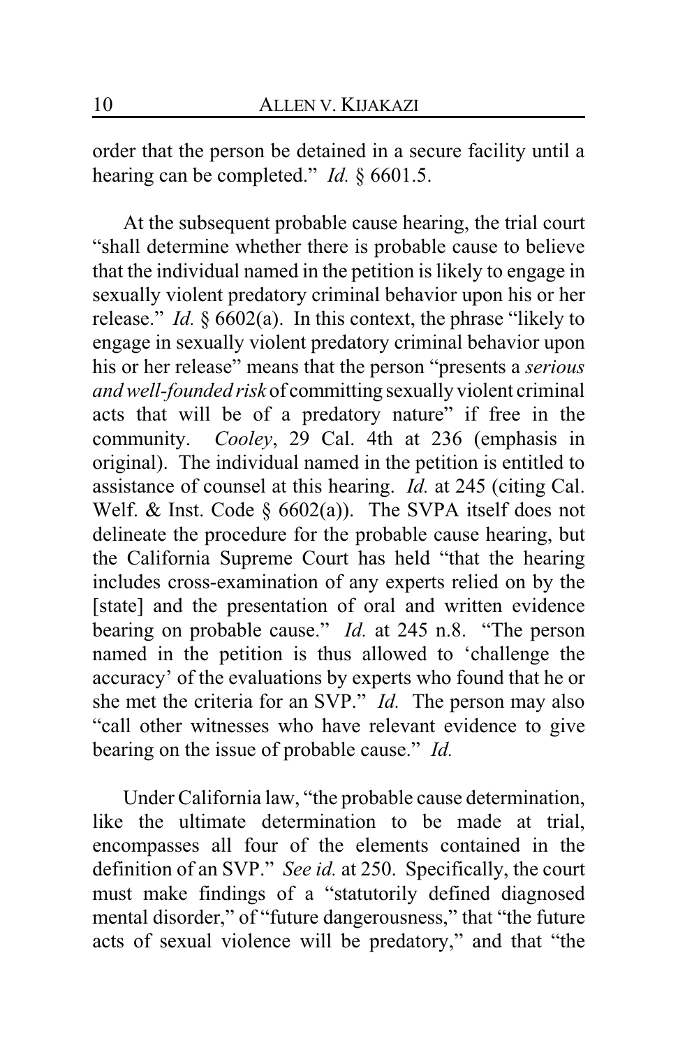order that the person be detained in a secure facility until a hearing can be completed." *Id.* § 6601.5.

At the subsequent probable cause hearing, the trial court "shall determine whether there is probable cause to believe that the individual named in the petition is likely to engage in sexually violent predatory criminal behavior upon his or her release." *Id.* § 6602(a). In this context, the phrase "likely to engage in sexually violent predatory criminal behavior upon his or her release" means that the person "presents a *serious and well-founded risk* of committing sexually violent criminal acts that will be of a predatory nature" if free in the community. *Cooley*, 29 Cal. 4th at 236 (emphasis in original). The individual named in the petition is entitled to assistance of counsel at this hearing. *Id.* at 245 (citing Cal. Welf. & Inst. Code § 6602(a)). The SVPA itself does not delineate the procedure for the probable cause hearing, but the California Supreme Court has held "that the hearing includes cross-examination of any experts relied on by the [state] and the presentation of oral and written evidence bearing on probable cause." *Id.* at 245 n.8. "The person named in the petition is thus allowed to 'challenge the accuracy' of the evaluations by experts who found that he or she met the criteria for an SVP." *Id.* The person may also "call other witnesses who have relevant evidence to give bearing on the issue of probable cause." *Id.*

Under California law, "the probable cause determination, like the ultimate determination to be made at trial, encompasses all four of the elements contained in the definition of an SVP." *See id.* at 250. Specifically, the court must make findings of a "statutorily defined diagnosed mental disorder," of "future dangerousness," that "the future acts of sexual violence will be predatory," and that "the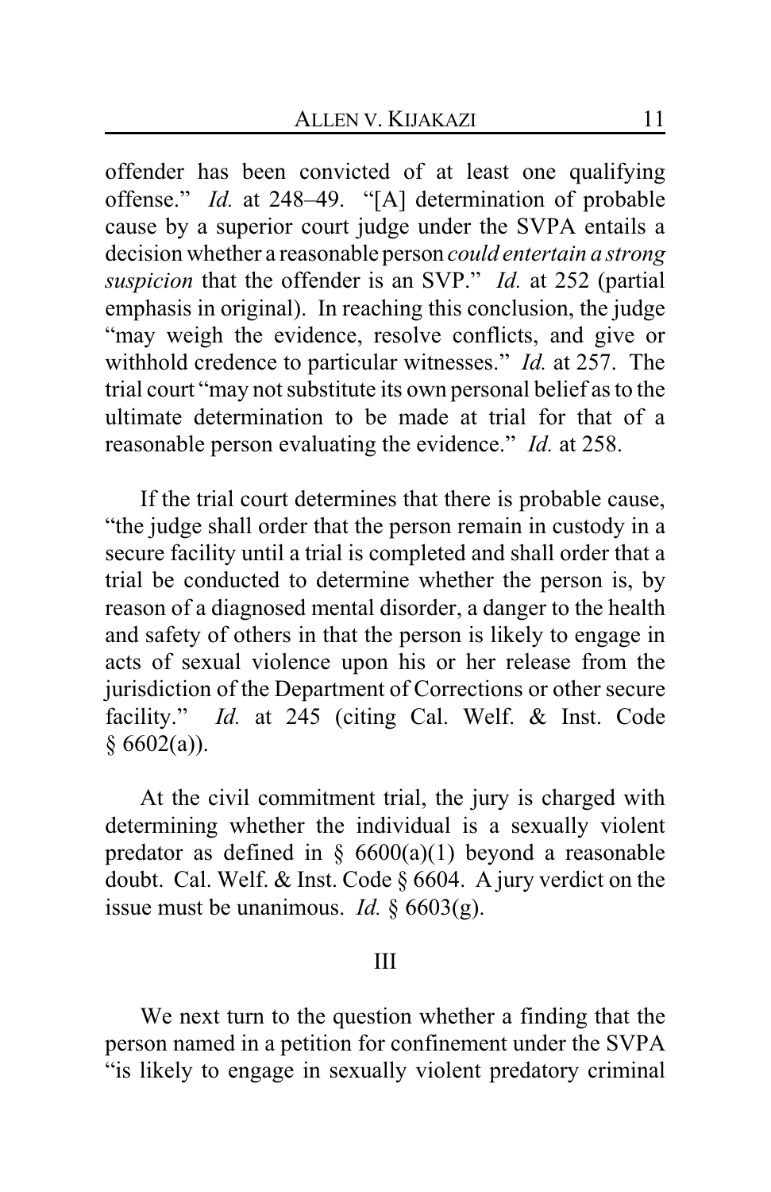offender has been convicted of at least one qualifying offense." *Id.* at 248–49. "[A] determination of probable cause by a superior court judge under the SVPA entails a decision whether a reasonable person *could entertain a strong suspicion* that the offender is an SVP." *Id.* at 252 (partial emphasis in original). In reaching this conclusion, the judge "may weigh the evidence, resolve conflicts, and give or withhold credence to particular witnesses." *Id.* at 257. The trial court "may not substitute its own personal belief as to the ultimate determination to be made at trial for that of a reasonable person evaluating the evidence." *Id.* at 258.

If the trial court determines that there is probable cause, "the judge shall order that the person remain in custody in a secure facility until a trial is completed and shall order that a trial be conducted to determine whether the person is, by reason of a diagnosed mental disorder, a danger to the health and safety of others in that the person is likely to engage in acts of sexual violence upon his or her release from the jurisdiction of the Department of Corrections or other secure facility." *Id.* at 245 (citing Cal. Welf. & Inst. Code § 6602(a)).

At the civil commitment trial, the jury is charged with determining whether the individual is a sexually violent predator as defined in § 6600(a)(1) beyond a reasonable doubt. Cal. Welf. & Inst. Code § 6604. A jury verdict on the issue must be unanimous. *Id.* § 6603(g).

## III

We next turn to the question whether a finding that the person named in a petition for confinement under the SVPA "is likely to engage in sexually violent predatory criminal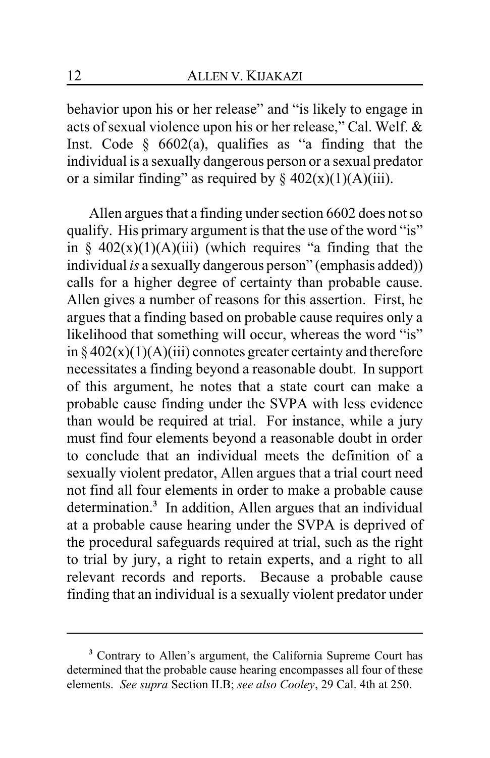behavior upon his or her release" and "is likely to engage in acts of sexual violence upon his or her release," Cal. Welf. & Inst. Code § 6602(a), qualifies as "a finding that the individual is a sexually dangerous person or a sexual predator or a similar finding" as required by § 402(x)(1)(A)(iii).

Allen argues that a finding under section 6602 does not so qualify. His primary argument is that the use of the word "is" in § 402(x)(1)(A)(iii) (which requires "a finding that the individual *is* a sexually dangerous person" (emphasis added)) calls for a higher degree of certainty than probable cause. Allen gives a number of reasons for this assertion. First, he argues that a finding based on probable cause requires only a likelihood that something will occur, whereas the word "is" in § 402(x)(1)(A)(iii) connotes greater certainty and therefore necessitates a finding beyond a reasonable doubt. In support of this argument, he notes that a state court can make a probable cause finding under the SVPA with less evidence than would be required at trial. For instance, while a jury must find four elements beyond a reasonable doubt in order to conclude that an individual meets the definition of a sexually violent predator, Allen argues that a trial court need not find all four elements in order to make a probable cause determination.[3] In addition, Allen argues that an individual at a probable cause hearing under the SVPA is deprived of the procedural safeguards required at trial, such as the right to trial by jury, a right to retain experts, and a right to all relevant records and reports. Because a probable cause finding that an individual is a sexually violent predator under

[3] Contrary to Allen's argument, the California Supreme Court has determined that the probable cause hearing encompasses all four of these elements. *See supra* Section II.B; *see also Cooley*, 29 Cal. 4th at 250.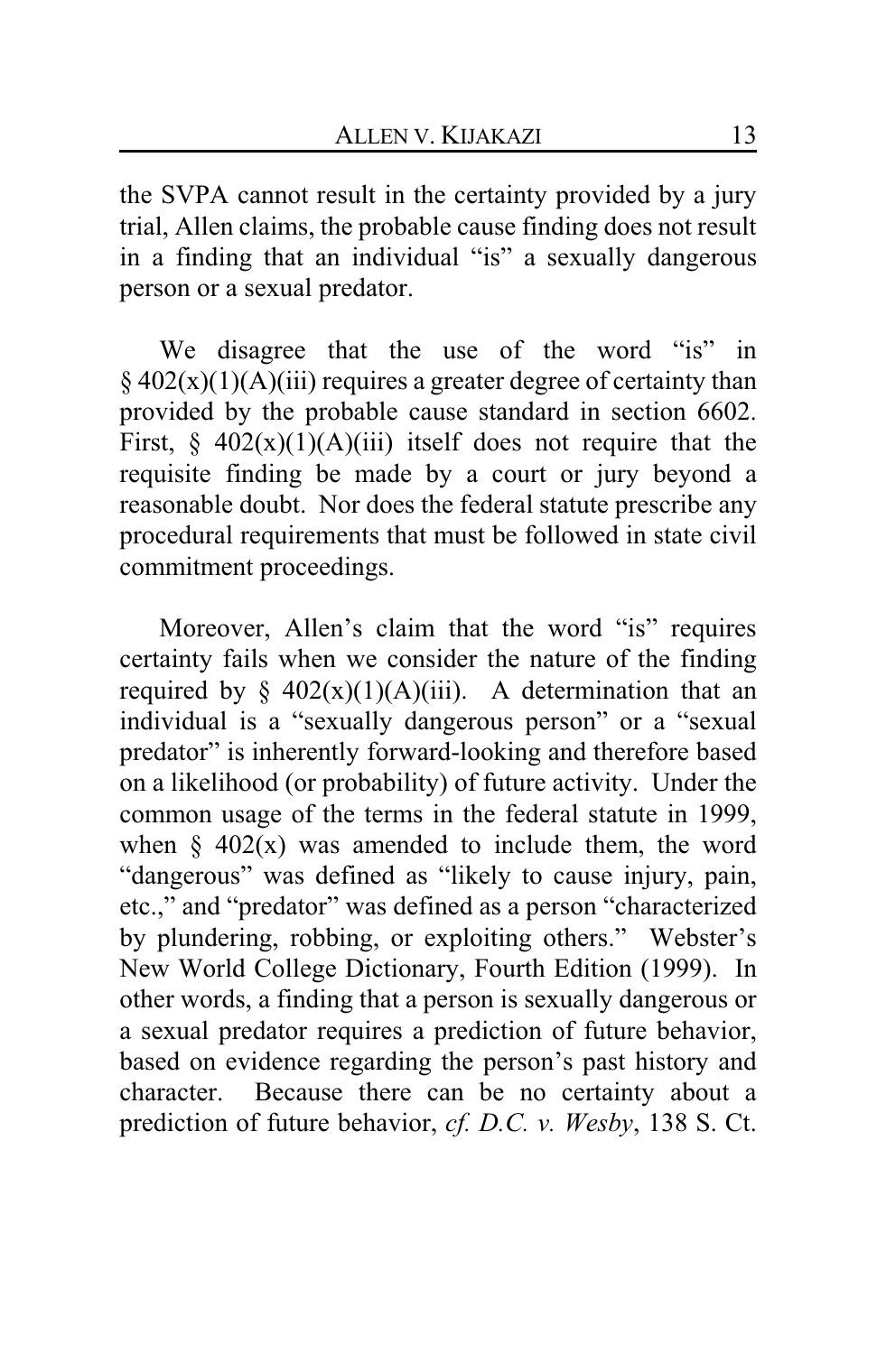the SVPA cannot result in the certainty provided by a jury trial, Allen claims, the probable cause finding does not result in a finding that an individual "is" a sexually dangerous person or a sexual predator.

We disagree that the use of the word "is" in § 402(x)(1)(A)(iii) requires a greater degree of certainty than provided by the probable cause standard in section 6602. First, § 402(x)(1)(A)(iii) itself does not require that the requisite finding be made by a court or jury beyond a reasonable doubt. Nor does the federal statute prescribe any procedural requirements that must be followed in state civil commitment proceedings.

Moreover, Allen's claim that the word "is" requires certainty fails when we consider the nature of the finding required by § 402(x)(1)(A)(iii). A determination that an individual is a "sexually dangerous person" or a "sexual predator" is inherently forward-looking and therefore based on a likelihood (or probability) of future activity. Under the common usage of the terms in the federal statute in 1999, when § 402(x) was amended to include them, the word "dangerous" was defined as "likely to cause injury, pain, etc.," and "predator" was defined as a person "characterized by plundering, robbing, or exploiting others." Webster's New World College Dictionary, Fourth Edition (1999). In other words, a finding that a person is sexually dangerous or a sexual predator requires a prediction of future behavior, based on evidence regarding the person's past history and character. Because there can be no certainty about a prediction of future behavior, *cf. D.C. v. Wesby*, 138 S. Ct.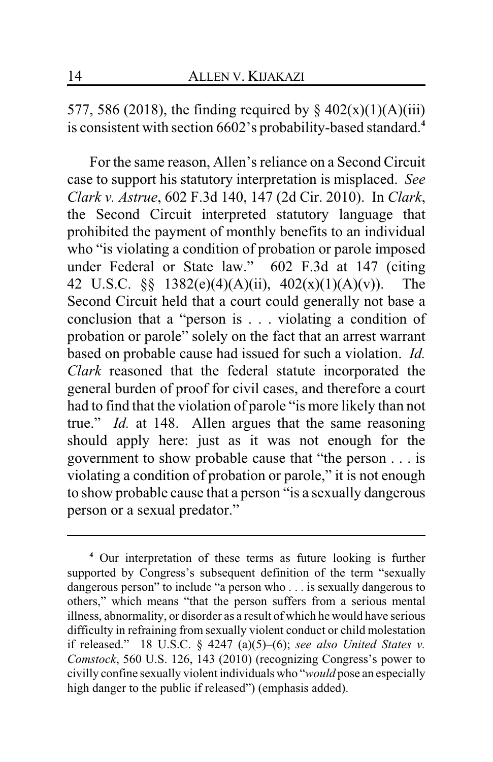577, 586 (2018), the finding required by § 402(x)(1)(A)(iii) is consistent with section 6602's probability-based standard.[4]

For the same reason, Allen's reliance on a Second Circuit case to support his statutory interpretation is misplaced. *See Clark v. Astrue*, 602 F.3d 140, 147 (2d Cir. 2010). In *Clark*, the Second Circuit interpreted statutory language that prohibited the payment of monthly benefits to an individual who "is violating a condition of probation or parole imposed under Federal or State law." 602 F.3d at 147 (citing 42 U.S.C. §§ 1382(e)(4)(A)(ii), 402(x)(1)(A)(v)). The Second Circuit held that a court could generally not base a conclusion that a "person is . . . violating a condition of probation or parole" solely on the fact that an arrest warrant based on probable cause had issued for such a violation. *Id.* *Clark* reasoned that the federal statute incorporated the general burden of proof for civil cases, and therefore a court had to find that the violation of parole "is more likely than not true." *Id.* at 148. Allen argues that the same reasoning should apply here: just as it was not enough for the government to show probable cause that "the person . . . is violating a condition of probation or parole," it is not enough to show probable cause that a person "is a sexually dangerous person or a sexual predator."

---

[4] Our interpretation of these terms as future looking is further supported by Congress's subsequent definition of the term "sexually dangerous person" to include "a person who . . . is sexually dangerous to others," which means "that the person suffers from a serious mental illness, abnormality, or disorder as a result of which he would have serious difficulty in refraining from sexually violent conduct or child molestation if released." 18 U.S.C. § 4247 (a)(5)–(6); *see also United States v. Comstock*, 560 U.S. 126, 143 (2010) (recognizing Congress's power to civilly confine sexually violent individuals who "*would* pose an especially high danger to the public if released") (emphasis added).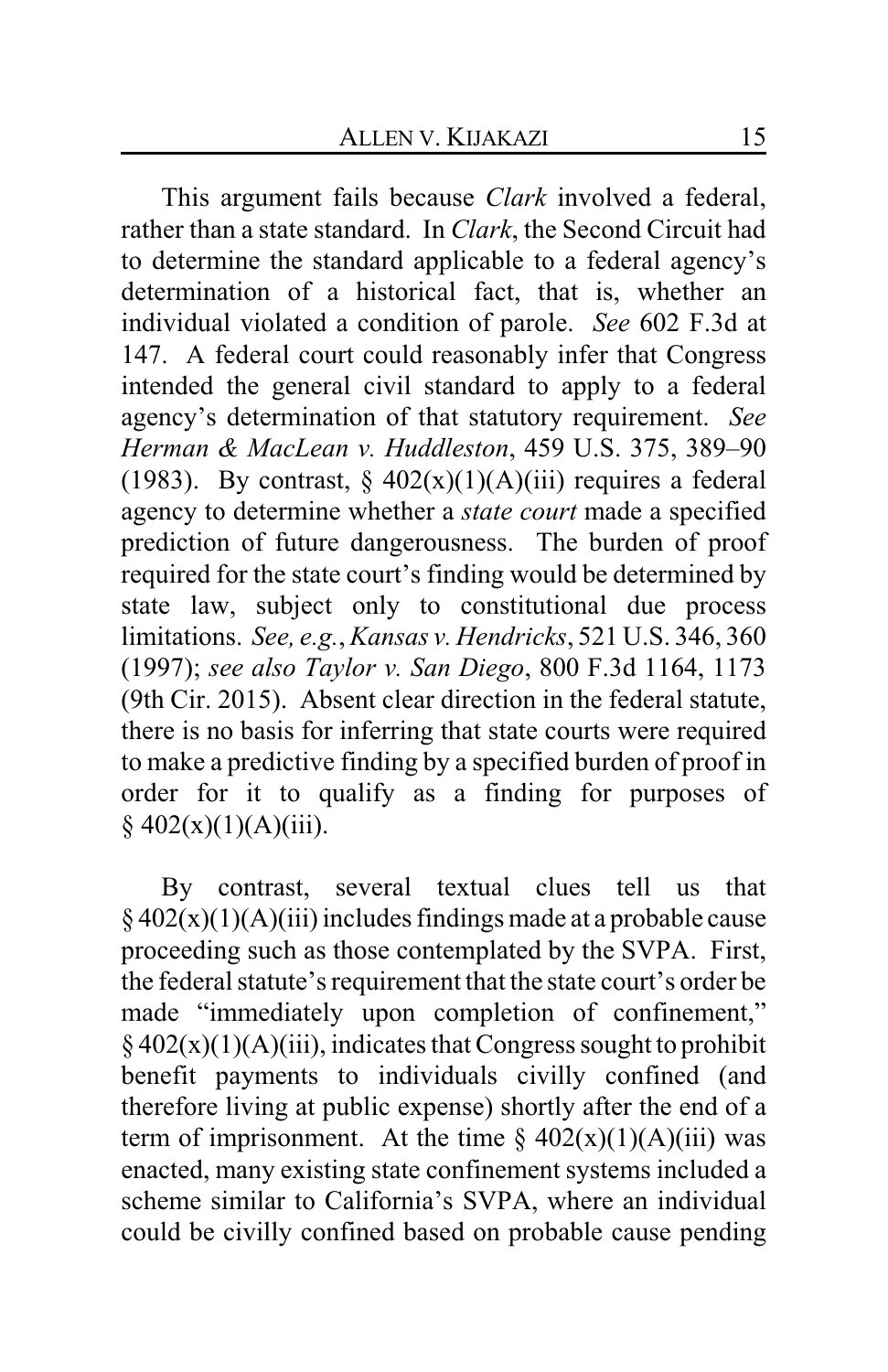This argument fails because *Clark* involved a federal, rather than a state standard. In *Clark*, the Second Circuit had to determine the standard applicable to a federal agency's determination of a historical fact, that is, whether an individual violated a condition of parole. *See* 602 F.3d at 147. A federal court could reasonably infer that Congress intended the general civil standard to apply to a federal agency's determination of that statutory requirement. *See Herman & MacLean v. Huddleston*, 459 U.S. 375, 389–90 (1983). By contrast, § 402(x)(1)(A)(iii) requires a federal agency to determine whether a *state court* made a specified prediction of future dangerousness. The burden of proof required for the state court's finding would be determined by state law, subject only to constitutional due process limitations. *See, e.g.*, *Kansas v. Hendricks*, 521 U.S. 346, 360 (1997); *see also Taylor v. San Diego*, 800 F.3d 1164, 1173 (9th Cir. 2015). Absent clear direction in the federal statute, there is no basis for inferring that state courts were required to make a predictive finding by a specified burden of proof in order for it to qualify as a finding for purposes of § 402(x)(1)(A)(iii).

By contrast, several textual clues tell us that § 402(x)(1)(A)(iii) includes findings made at a probable cause proceeding such as those contemplated by the SVPA. First, the federal statute's requirement that the state court's order be made "immediately upon completion of confinement," § 402(x)(1)(A)(iii), indicates that Congress sought to prohibit benefit payments to individuals civilly confined (and therefore living at public expense) shortly after the end of a term of imprisonment. At the time § 402(x)(1)(A)(iii) was enacted, many existing state confinement systems included a scheme similar to California's SVPA, where an individual could be civilly confined based on probable cause pending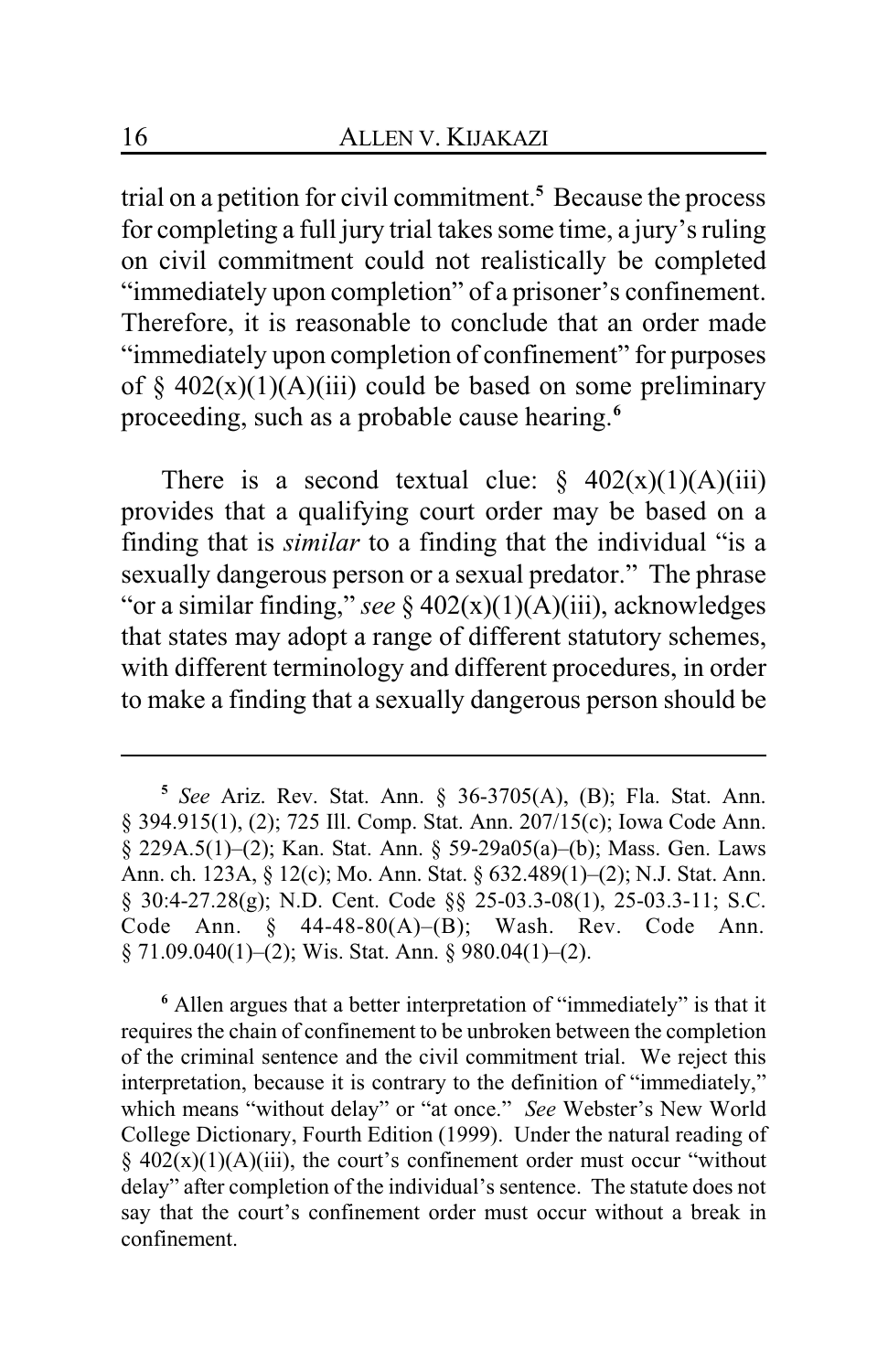trial on a petition for civil commitment.[5] Because the process for completing a full jury trial takes some time, a jury's ruling on civil commitment could not realistically be completed "immediately upon completion" of a prisoner's confinement. Therefore, it is reasonable to conclude that an order made "immediately upon completion of confinement" for purposes of § 402(x)(1)(A)(iii) could be based on some preliminary proceeding, such as a probable cause hearing.[6]

There is a second textual clue: § 402(x)(1)(A)(iii) provides that a qualifying court order may be based on a finding that is *similar* to a finding that the individual "is a sexually dangerous person or a sexual predator." The phrase "or a similar finding," *see* § 402(x)(1)(A)(iii), acknowledges that states may adopt a range of different statutory schemes, with different terminology and different procedures, in order to make a finding that a sexually dangerous person should be

---

[5] *See* Ariz. Rev. Stat. Ann. § 36-3705(A), (B); Fla. Stat. Ann. § 394.915(1), (2); 725 Ill. Comp. Stat. Ann. 207/15(c); Iowa Code Ann. § 229A.5(1)–(2); Kan. Stat. Ann. § 59-29a05(a)–(b); Mass. Gen. Laws Ann. ch. 123A, § 12(c); Mo. Ann. Stat. § 632.489(1)–(2); N.J. Stat. Ann. § 30:4-27.28(g); N.D. Cent. Code §§ 25-03.3-08(1), 25-03.3-11; S.C. Code Ann. § 44-48-80(A)–(B); Wash. Rev. Code Ann. § 71.09.040(1)–(2); Wis. Stat. Ann. § 980.04(1)–(2).

[6] Allen argues that a better interpretation of "immediately" is that it requires the chain of confinement to be unbroken between the completion of the criminal sentence and the civil commitment trial. We reject this interpretation, because it is contrary to the definition of "immediately," which means "without delay" or "at once." *See* Webster's New World College Dictionary, Fourth Edition (1999). Under the natural reading of § 402(x)(1)(A)(iii), the court's confinement order must occur "without delay" after completion of the individual's sentence. The statute does not say that the court's confinement order must occur without a break in confinement.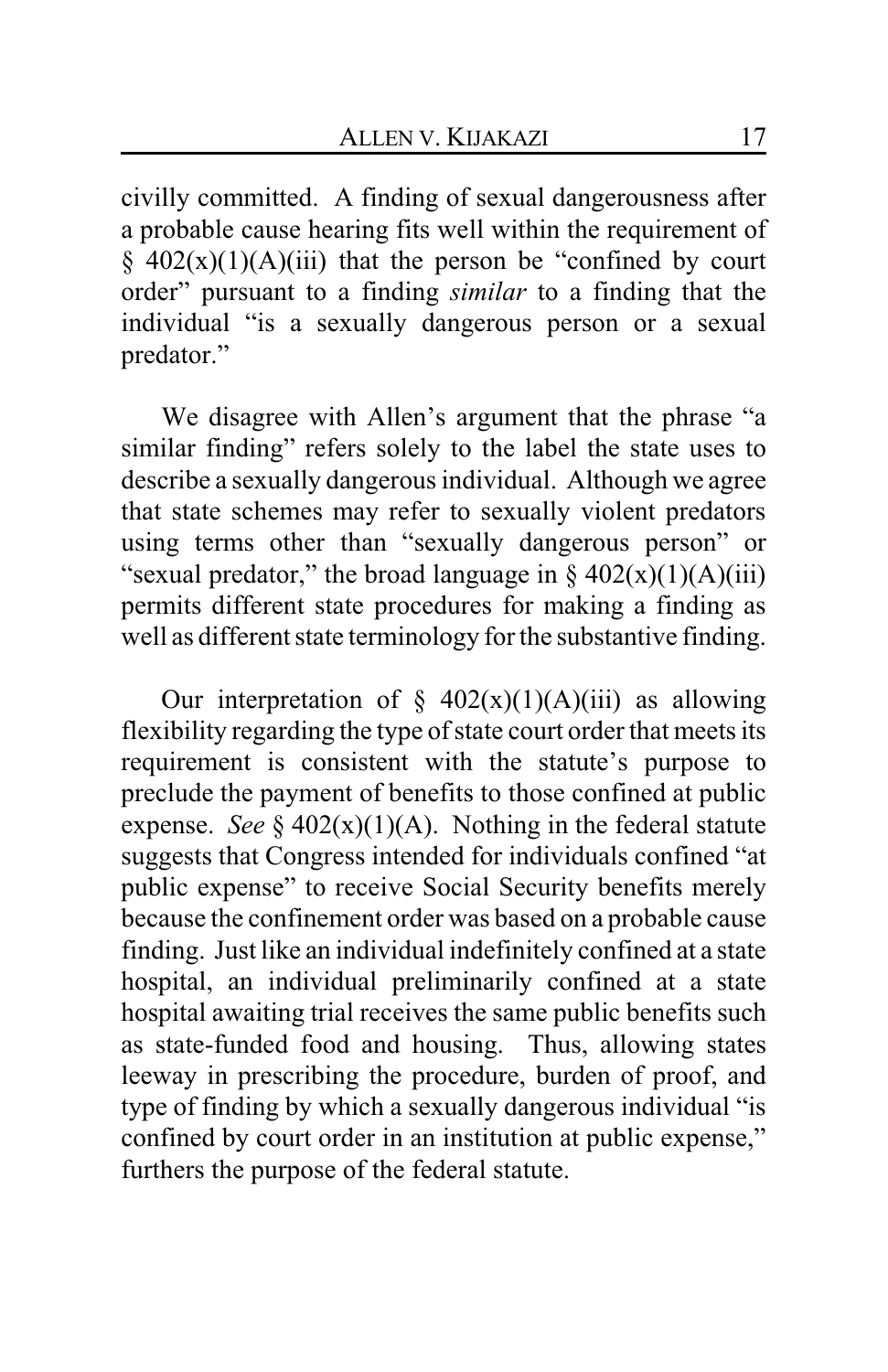civilly committed. A finding of sexual dangerousness after a probable cause hearing fits well within the requirement of § 402(x)(1)(A)(iii) that the person be "confined by court order" pursuant to a finding *similar* to a finding that the individual "is a sexually dangerous person or a sexual predator."

We disagree with Allen's argument that the phrase "a similar finding" refers solely to the label the state uses to describe a sexually dangerous individual. Although we agree that state schemes may refer to sexually violent predators using terms other than "sexually dangerous person" or "sexual predator," the broad language in § 402(x)(1)(A)(iii) permits different state procedures for making a finding as well as different state terminology for the substantive finding.

Our interpretation of § 402(x)(1)(A)(iii) as allowing flexibility regarding the type of state court order that meets its requirement is consistent with the statute's purpose to preclude the payment of benefits to those confined at public expense. *See* § 402(x)(1)(A). Nothing in the federal statute suggests that Congress intended for individuals confined "at public expense" to receive Social Security benefits merely because the confinement order was based on a probable cause finding. Just like an individual indefinitely confined at a state hospital, an individual preliminarily confined at a state hospital awaiting trial receives the same public benefits such as state-funded food and housing. Thus, allowing states leeway in prescribing the procedure, burden of proof, and type of finding by which a sexually dangerous individual "is confined by court order in an institution at public expense," furthers the purpose of the federal statute.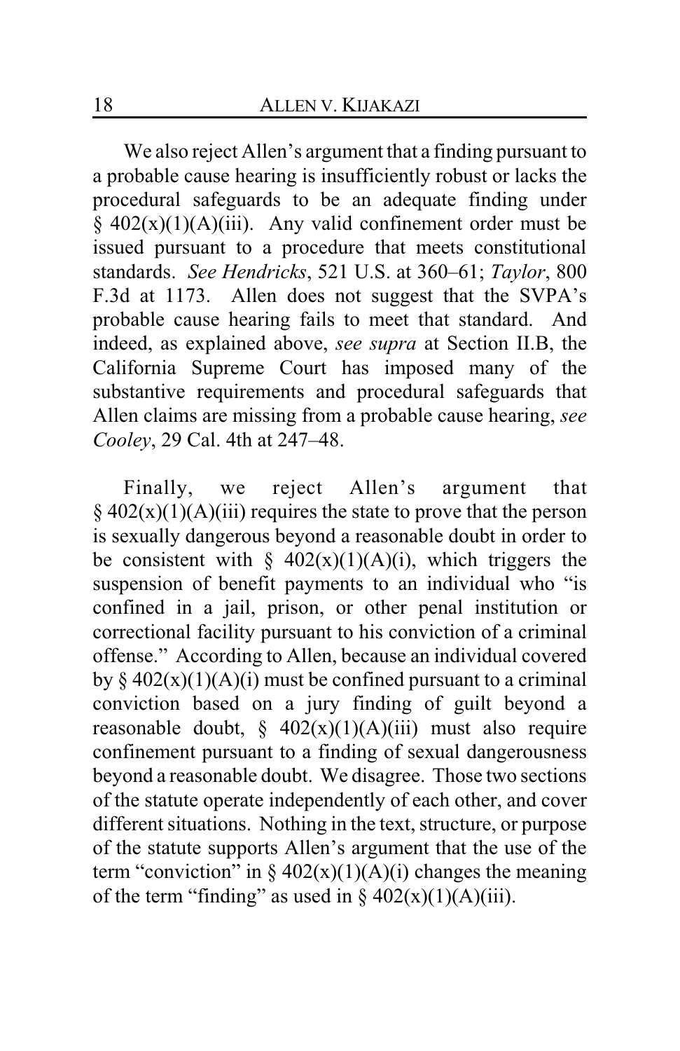We also reject Allen's argument that a finding pursuant to a probable cause hearing is insufficiently robust or lacks the procedural safeguards to be an adequate finding under § 402(x)(1)(A)(iii). Any valid confinement order must be issued pursuant to a procedure that meets constitutional standards. *See Hendricks*, 521 U.S. at 360–61; *Taylor*, 800 F.3d at 1173. Allen does not suggest that the SVPA's probable cause hearing fails to meet that standard. And indeed, as explained above, *see supra* at Section II.B, the California Supreme Court has imposed many of the substantive requirements and procedural safeguards that Allen claims are missing from a probable cause hearing, *see Cooley*, 29 Cal. 4th at 247–48.

Finally, we reject Allen's argument that § 402(x)(1)(A)(iii) requires the state to prove that the person is sexually dangerous beyond a reasonable doubt in order to be consistent with § 402(x)(1)(A)(i), which triggers the suspension of benefit payments to an individual who "is confined in a jail, prison, or other penal institution or correctional facility pursuant to his conviction of a criminal offense." According to Allen, because an individual covered by § 402(x)(1)(A)(i) must be confined pursuant to a criminal conviction based on a jury finding of guilt beyond a reasonable doubt, § 402(x)(1)(A)(iii) must also require confinement pursuant to a finding of sexual dangerousness beyond a reasonable doubt. We disagree. Those two sections of the statute operate independently of each other, and cover different situations. Nothing in the text, structure, or purpose of the statute supports Allen's argument that the use of the term "conviction" in § 402(x)(1)(A)(i) changes the meaning of the term "finding" as used in § 402(x)(1)(A)(iii).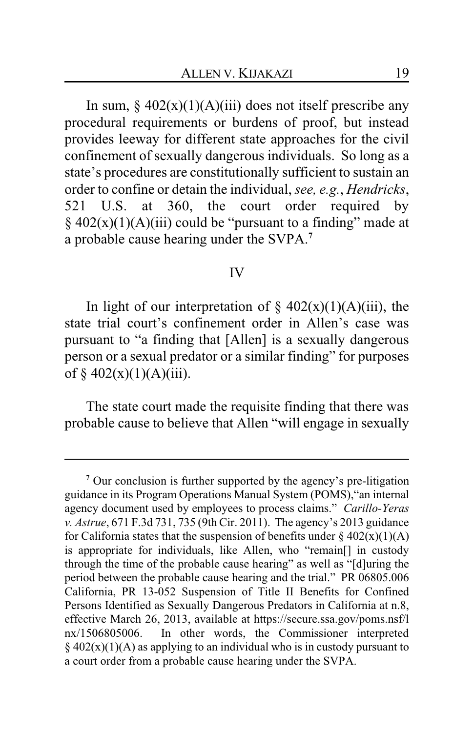In sum, § 402(x)(1)(A)(iii) does not itself prescribe any procedural requirements or burdens of proof, but instead provides leeway for different state approaches for the civil confinement of sexually dangerous individuals. So long as a state's procedures are constitutionally sufficient to sustain an order to confine or detain the individual, *see, e.g.*, *Hendricks*, 521 U.S. at 360, the court order required by § 402(x)(1)(A)(iii) could be "pursuant to a finding" made at a probable cause hearing under the SVPA.[7]

## IV

In light of our interpretation of § 402(x)(1)(A)(iii), the state trial court's confinement order in Allen's case was pursuant to "a finding that [Allen] is a sexually dangerous person or a sexual predator or a similar finding" for purposes of § 402(x)(1)(A)(iii).

The state court made the requisite finding that there was probable cause to believe that Allen "will engage in sexually

---

[7] Our conclusion is further supported by the agency's pre-litigation guidance in its Program Operations Manual System (POMS),"an internal agency document used by employees to process claims." *Carillo-Yeras v. Astrue*, 671 F.3d 731, 735 (9th Cir. 2011). The agency's 2013 guidance for California states that the suspension of benefits under § 402(x)(1)(A) is appropriate for individuals, like Allen, who "remain[] in custody through the time of the probable cause hearing" as well as "[d]uring the period between the probable cause hearing and the trial." PR 06805.006 California, PR 13-052 Suspension of Title II Benefits for Confined Persons Identified as Sexually Dangerous Predators in California at n.8, effective March 26, 2013, available at https://secure.ssa.gov/poms.nsf/lnx/1506805006. In other words, the Commissioner interpreted § 402(x)(1)(A) as applying to an individual who is in custody pursuant to a court order from a probable cause hearing under the SVPA.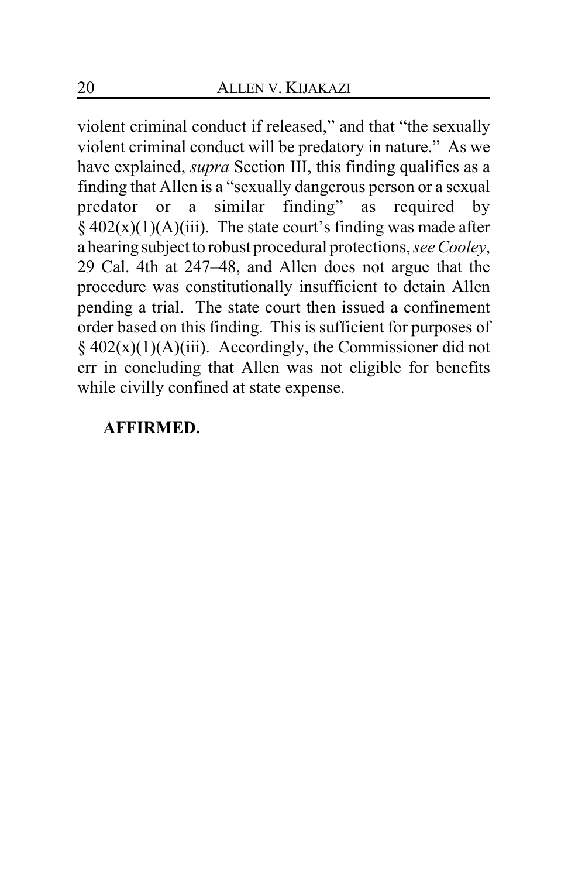violent criminal conduct if released," and that "the sexually violent criminal conduct will be predatory in nature." As we have explained, *supra* Section III, this finding qualifies as a finding that Allen is a "sexually dangerous person or a sexual predator or a similar finding" as required by § 402(x)(1)(A)(iii). The state court's finding was made after a hearing subject to robust procedural protections, *see Cooley*, 29 Cal. 4th at 247–48, and Allen does not argue that the procedure was constitutionally insufficient to detain Allen pending a trial. The state court then issued a confinement order based on this finding. This is sufficient for purposes of § 402(x)(1)(A)(iii). Accordingly, the Commissioner did not err in concluding that Allen was not eligible for benefits while civilly confined at state expense.

**AFFIRMED.**